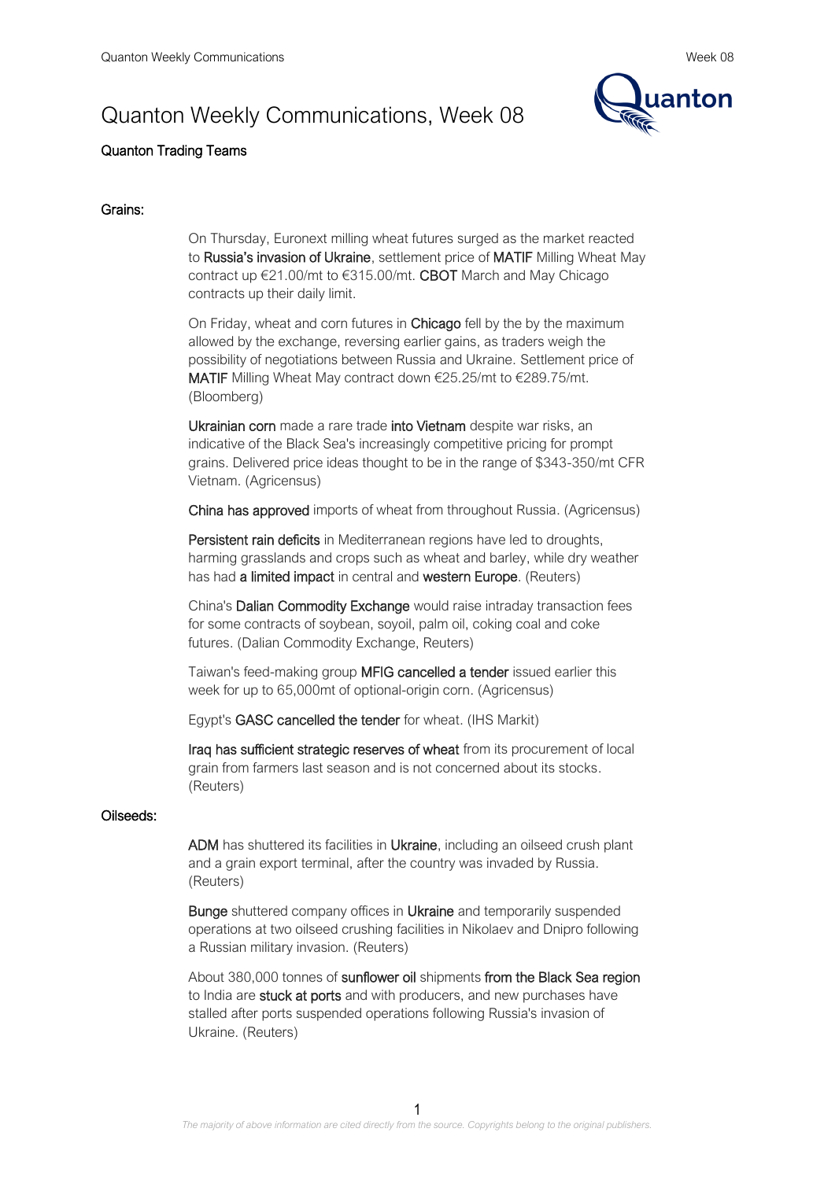# Quanton Weekly Communications, Week 08

Quanton Trading Teams

## Grains:

On Thursday, Euronext milling wheat futures surged as the market reacted to Russia's invasion of Ukraine, settlement price of MATIF Milling Wheat May contract up €21.00/mt to €315.00/mt. CBOT March and May Chicago contracts up their daily limit.

On Friday, wheat and corn futures in Chicago fell by the by the maximum allowed by the exchange, reversing earlier gains, as traders weigh the possibility of negotiations between Russia and Ukraine. Settlement price of MATIF Milling Wheat May contract down €25.25/mt to €289.75/mt. (Bloomberg)

Ukrainian corn made a rare trade into Vietnam despite war risks, an indicative of the Black Sea's increasingly competitive pricing for prompt grains. Delivered price ideas thought to be in the range of $343-350/mt CFR Vietnam. (Agricensus)

China has approved imports of wheat from throughout Russia. (Agricensus)

Persistent rain deficits in Mediterranean regions have led to droughts, harming grasslands and crops such as wheat and barley, while dry weather has had a limited impact in central and western Europe. (Reuters)

China's Dalian Commodity Exchange would raise intraday transaction fees for some contracts of soybean, soyoil, palm oil, coking coal and coke futures. (Dalian Commodity Exchange, Reuters)

Taiwan's feed-making group MFIG cancelled a tender issued earlier this week for up to 65,000mt of optional-origin corn. (Agricensus)

Egypt's GASC cancelled the tender for wheat. (IHS Markit)

Iraq has sufficient strategic reserves of wheat from its procurement of local grain from farmers last season and is not concerned about its stocks. (Reuters)

## Oilseeds:

ADM has shuttered its facilities in Ukraine, including an oilseed crush plant and a grain export terminal, after the country was invaded by Russia. (Reuters)

Bunge shuttered company offices in Ukraine and temporarily suspended operations at two oilseed crushing facilities in Nikolaev and Dnipro following a Russian military invasion. (Reuters)

About 380,000 tonnes of sunflower oil shipments from the Black Sea region to India are stuck at ports and with producers, and new purchases have stalled after ports suspended operations following Russia's invasion of Ukraine. (Reuters)

*The majority of above information are cited directly from the source. Copyrights belong to the original publishers.*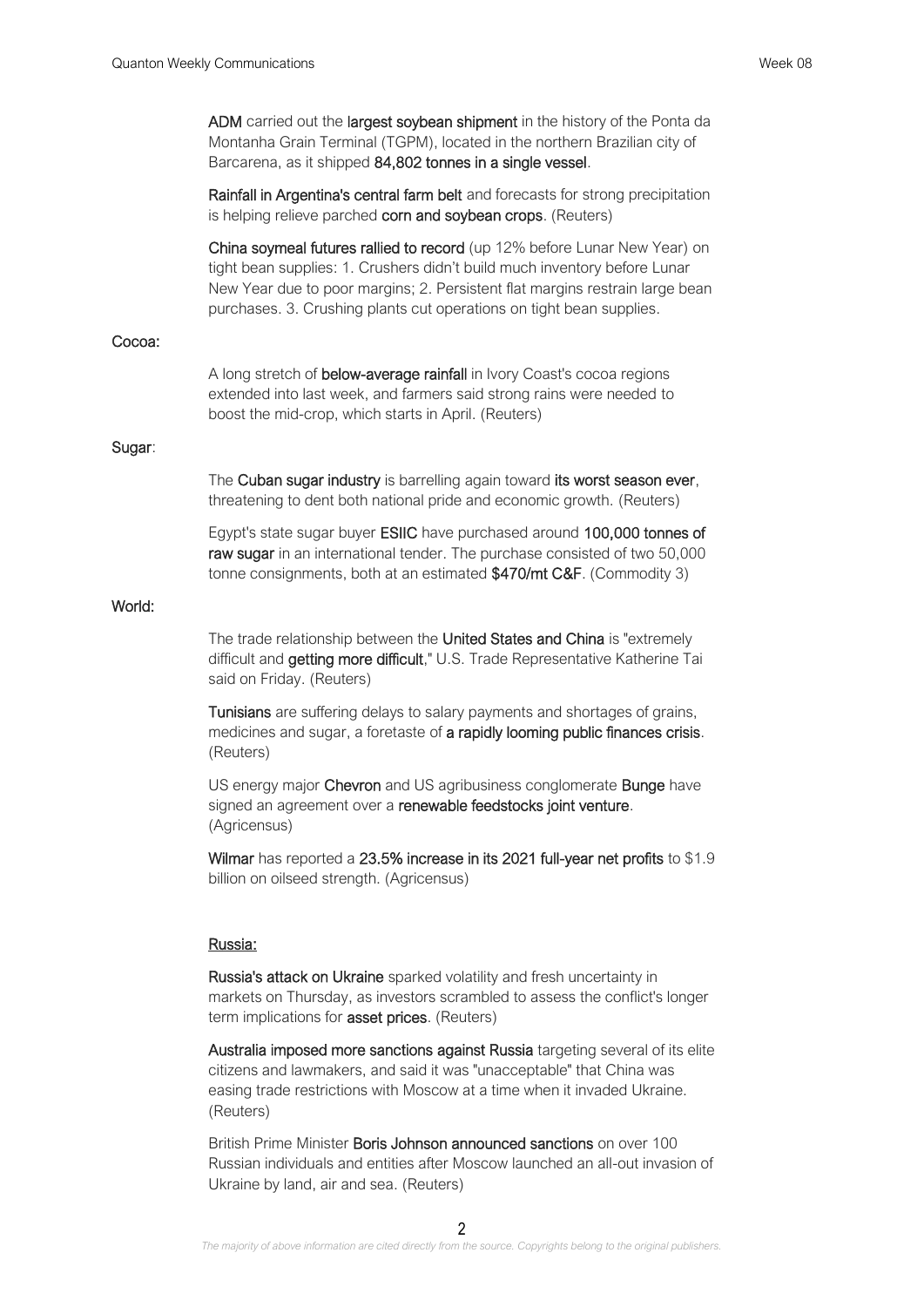**ADM** carried out the **largest soybean shipment** in the history of the Ponta da Montanha Grain Terminal (TGPM), located in the northern Brazilian city of Barcarena, as it shipped **84,802 tonnes in a single vessel**.

**Rainfall in Argentina's central farm belt** and forecasts for strong precipitation is helping relieve parched **corn and soybean crops**. (Reuters)

**China soymeal futures rallied to record** (up 12% before Lunar New Year) on tight bean supplies: 1. Crushers didn't build much inventory before Lunar New Year due to poor margins; 2. Persistent flat margins restrain large bean purchases. 3. Crushing plants cut operations on tight bean supplies.

**Cocoa:**

A long stretch of **below-average rainfall** in Ivory Coast's cocoa regions extended into last week, and farmers said strong rains were needed to boost the mid-crop, which starts in April. (Reuters)

**Sugar**:

The **Cuban sugar industry** is barrelling again toward **its worst season ever**, threatening to dent both national pride and economic growth. (Reuters)

Egypt's state sugar buyer **ESIIC** have purchased around **100,000 tonnes of raw sugar** in an international tender. The purchase consisted of two 50,000 tonne consignments, both at an estimated **$470/mt C&F**. (Commodity 3)

**World:**

The trade relationship between the **United States and China** is "extremely difficult and **getting more difficult**," U.S. Trade Representative Katherine Tai said on Friday. (Reuters)

**Tunisians** are suffering delays to salary payments and shortages of grains, medicines and sugar, a foretaste of **a rapidly looming public finances crisis**. (Reuters)

US energy major **Chevron** and US agribusiness conglomerate **Bunge** have signed an agreement over a **renewable feedstocks joint venture**. (Agricensus)

**Wilmar** has reported a **23.5% increase in its 2021 full-year net profits** to $1.9 billion on oilseed strength. (Agricensus)

**Russia:**

**Russia's attack on Ukraine** sparked volatility and fresh uncertainty in markets on Thursday, as investors scrambled to assess the conflict's longer term implications for **asset prices**. (Reuters)

**Australia imposed more sanctions against Russia** targeting several of its elite citizens and lawmakers, and said it was "unacceptable" that China was easing trade restrictions with Moscow at a time when it invaded Ukraine. (Reuters)

British Prime Minister **Boris Johnson announced sanctions** on over 100 Russian individuals and entities after Moscow launched an all-out invasion of Ukraine by land, air and sea. (Reuters)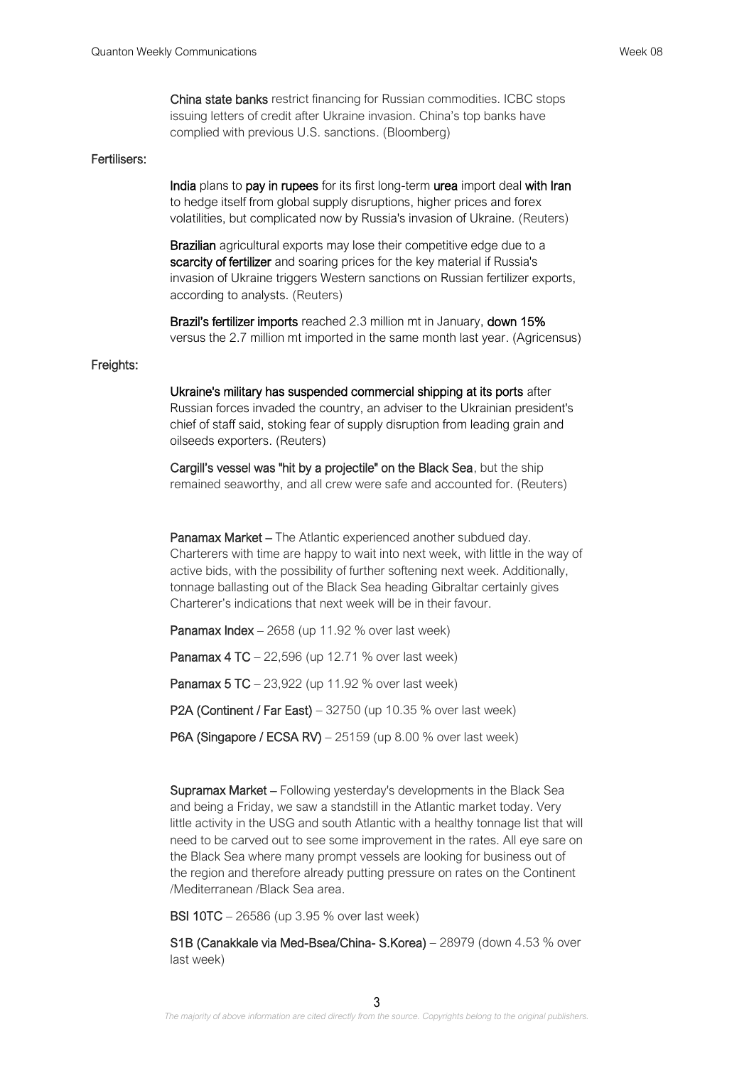**China state banks** restrict financing for Russian commodities. ICBC stops issuing letters of credit after Ukraine invasion. China's top banks have complied with previous U.S. sanctions. (Bloomberg)

**Fertilisers:**

**India** plans to **pay in rupees** for its first long-term **urea** import deal **with Iran** to hedge itself from global supply disruptions, higher prices and forex volatilities, but complicated now by Russia's invasion of Ukraine. (Reuters)

**Brazilian** agricultural exports may lose their competitive edge due to a **scarcity of fertilizer** and soaring prices for the key material if Russia's invasion of Ukraine triggers Western sanctions on Russian fertilizer exports, according to analysts. (Reuters)

**Brazil's fertilizer imports** reached 2.3 million mt in January, **down 15%** versus the 2.7 million mt imported in the same month last year. (Agricensus)

**Freights:**

**Ukraine's military has suspended commercial shipping at its ports** after Russian forces invaded the country, an adviser to the Ukrainian president's chief of staff said, stoking fear of supply disruption from leading grain and oilseeds exporters. (Reuters)

**Cargill's vessel was "hit by a projectile" on the Black Sea**, but the ship remained seaworthy, and all crew were safe and accounted for. (Reuters)

**Panamax Market** – The Atlantic experienced another subdued day. Charterers with time are happy to wait into next week, with little in the way of active bids, with the possibility of further softening next week. Additionally, tonnage ballasting out of the Black Sea heading Gibraltar certainly gives Charterer's indications that next week will be in their favour.

**Panamax Index** – 2658 (up 11.92 % over last week)

**Panamax 4 TC** – 22,596 (up 12.71 % over last week)

**Panamax 5 TC** – 23,922 (up 11.92 % over last week)

**P2A (Continent / Far East)** – 32750 (up 10.35 % over last week)

**P6A (Singapore / ECSA RV)** – 25159 (up 8.00 % over last week)

**Supramax Market** – Following yesterday's developments in the Black Sea and being a Friday, we saw a standstill in the Atlantic market today. Very little activity in the USG and south Atlantic with a healthy tonnage list that will need to be carved out to see some improvement in the rates. All eye sare on the Black Sea where many prompt vessels are looking for business out of the region and therefore already putting pressure on rates on the Continent /Mediterranean /Black Sea area.

**BSI 10TC** – 26586 (up 3.95 % over last week)

**S1B (Canakkale via Med-Bsea/China- S.Korea)** – 28979 (down 4.53 % over last week)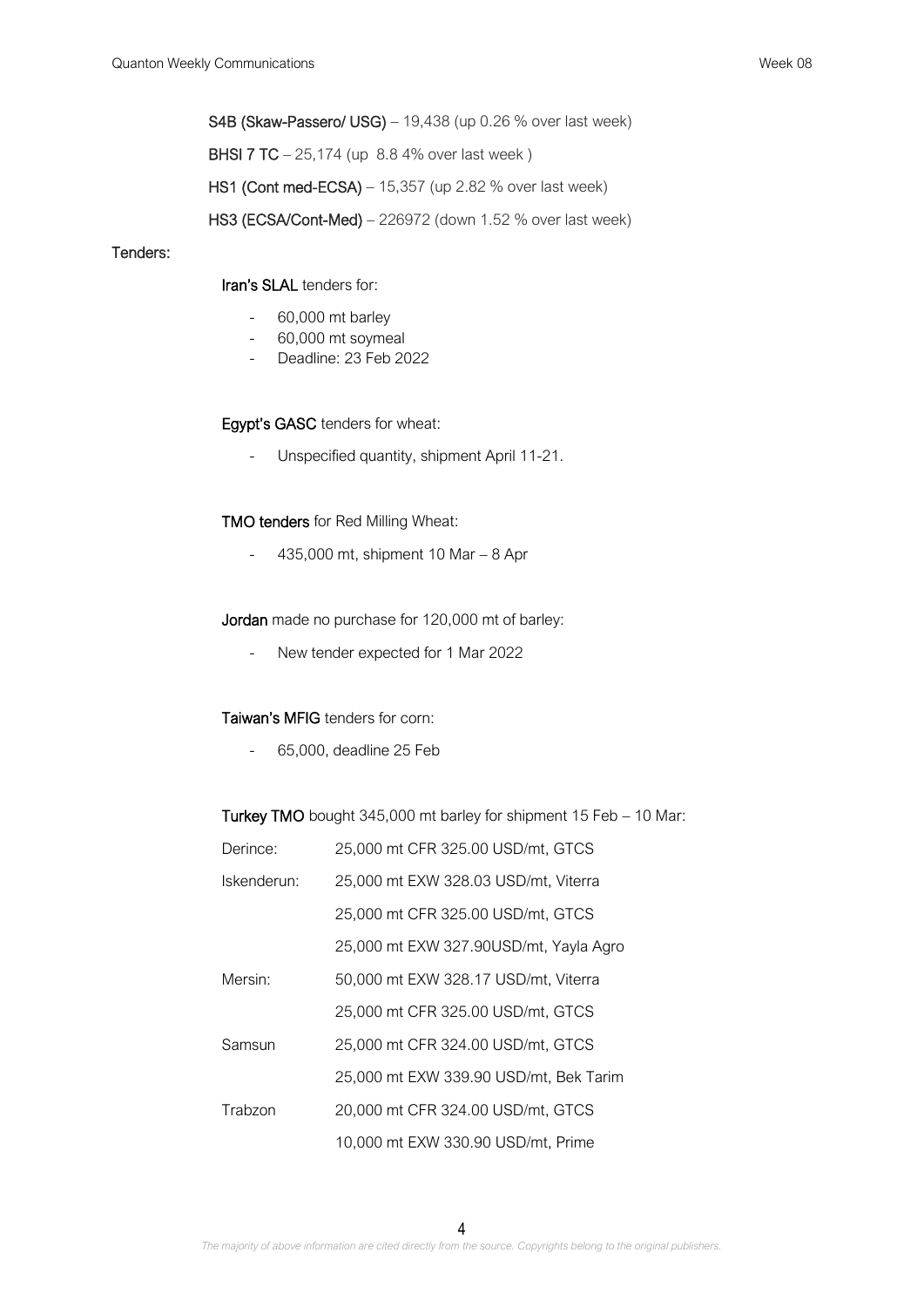**S4B (Skaw-Passero/ USG)** – 19,438 (up 0.26 % over last week)

**BHSI 7 TC** – 25,174 (up 8.8 4% over last week )

**HS1 (Cont med-ECSA)** – 15,357 (up 2.82 % over last week)

**HS3 (ECSA/Cont-Med)** – 226972 (down 1.52 % over last week)

**Tenders:**

**Iran's SLAL** tenders for:

- 60,000 mt barley
- 60,000 mt soymeal
- Deadline: 23 Feb 2022

**Egypt's GASC** tenders for wheat:

- Unspecified quantity, shipment April 11-21.

**TMO tenders** for Red Milling Wheat:

- 435,000 mt, shipment 10 Mar – 8 Apr

**Jordan** made no purchase for 120,000 mt of barley:

- New tender expected for 1 Mar 2022

**Taiwan's MFIG** tenders for corn:

- 65,000, deadline 25 Feb

**Turkey TMO** bought 345,000 mt barley for shipment 15 Feb – 10 Mar:

| Port | Details |
|---|---|
| Derince: | 25,000 mt CFR 325.00 USD/mt, GTCS |
| Iskenderun: | 25,000 mt EXW 328.03 USD/mt, Viterra |
| | 25,000 mt CFR 325.00 USD/mt, GTCS |
| | 25,000 mt EXW 327.90USD/mt, Yayla Agro |
| Mersin: | 50,000 mt EXW 328.17 USD/mt, Viterra |
| | 25,000 mt CFR 325.00 USD/mt, GTCS |
| Samsun | 25,000 mt CFR 324.00 USD/mt, GTCS |
| | 25,000 mt EXW 339.90 USD/mt, Bek Tarim |
| Trabzon | 20,000 mt CFR 324.00 USD/mt, GTCS |
| | 10,000 mt EXW 330.90 USD/mt, Prime |

*The majority of above information are cited directly from the source. Copyrights belong to the original publishers.*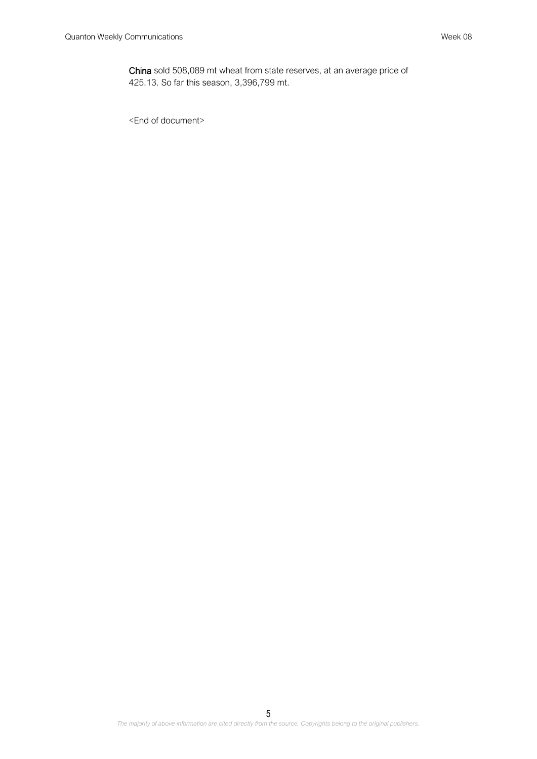**China** sold 508,089 mt wheat from state reserves, at an average price of 425.13. So far this season, 3,396,799 mt.

<End of document>

*The majority of above information are cited directly from the source. Copyrights belong to the original publishers.*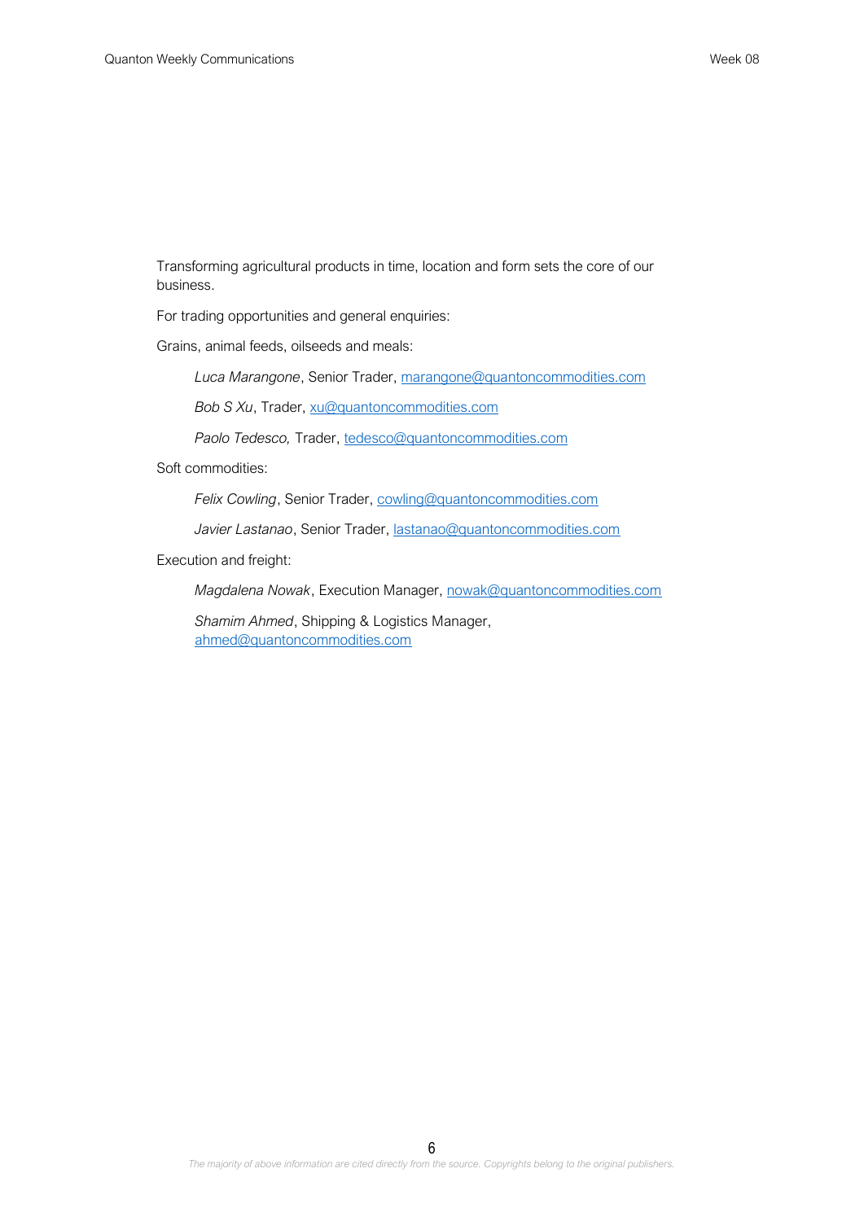Transforming agricultural products in time, location and form sets the core of our business.

For trading opportunities and general enquiries:

Grains, animal feeds, oilseeds and meals:

*Luca Marangone*, Senior Trader, marangone@quantoncommodities.com

*Bob S Xu*, Trader, xu@quantoncommodities.com

*Paolo Tedesco,* Trader, tedesco@quantoncommodities.com

Soft commodities:

*Felix Cowling*, Senior Trader, cowling@quantoncommodities.com

*Javier Lastanao*, Senior Trader, lastanao@quantoncommodities.com

Execution and freight:

*Magdalena Nowak*, Execution Manager, nowak@quantoncommodities.com

*Shamim Ahmed*, Shipping & Logistics Manager, ahmed@quantoncommodities.com

*The majority of above information are cited directly from the source. Copyrights belong to the original publishers.*